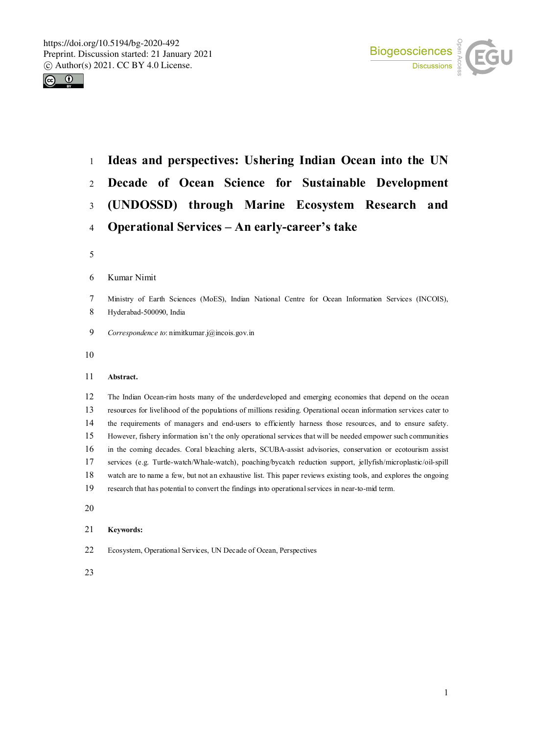# Ideas and perspectives: Ushering Indian Ocean into the UN Decade of Ocean Science for Sustainable Development (UNDOSSD) through Marine Ecosystem Research and Operational Services – An early-career's take

Kumar Nimit

Ministry of Earth Sciences (MoES), Indian National Centre for Ocean Information Services (INCOIS), Hyderabad-500090, India

*Correspondence to*: nimitkumar.j@incois.gov.in

**Abstract.**

The Indian Ocean-rim hosts many of the underdeveloped and emerging economies that depend on the ocean resources for livelihood of the populations of millions residing. Operational ocean information services cater to the requirements of managers and end-users to efficiently harness those resources, and to ensure safety. However, fishery information isn't the only operational services that will be needed empower such communities in the coming decades. Coral bleaching alerts, SCUBA-assist advisories, conservation or ecotourism assist services (e.g. Turtle-watch/Whale-watch), poaching/bycatch reduction support, jellyfish/microplastic/oil-spill watch are to name a few, but not an exhaustive list. This paper reviews existing tools, and explores the ongoing research that has potential to convert the findings into operational services in near-to-mid term.

**Keywords:**

Ecosystem, Operational Services, UN Decade of Ocean, Perspectives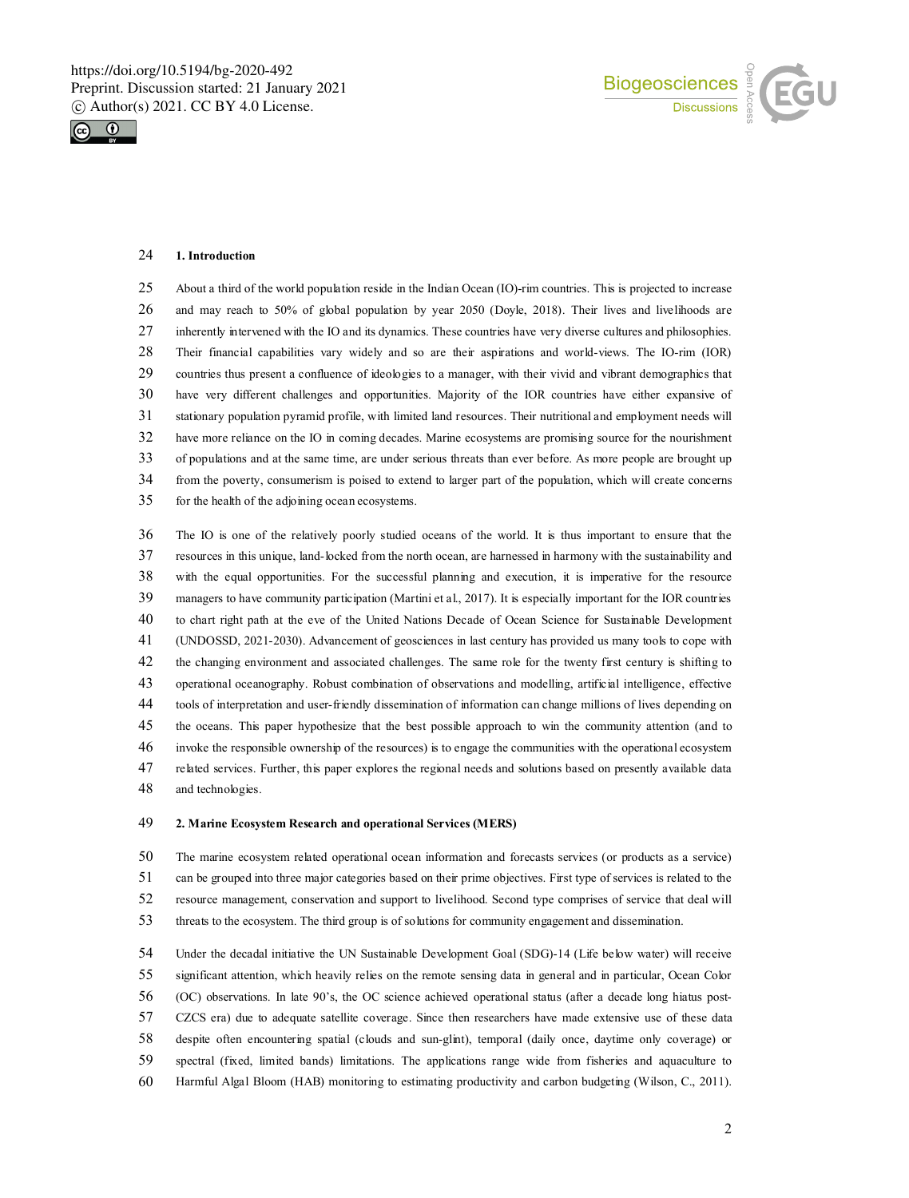## 1. Introduction

About a third of the world population reside in the Indian Ocean (IO)-rim countries. This is projected to increase and may reach to 50% of global population by year 2050 (Doyle, 2018). Their lives and livelihoods are inherently intervened with the IO and its dynamics. These countries have very diverse cultures and philosophies. Their financial capabilities vary widely and so are their aspirations and world-views. The IO-rim (IOR) countries thus present a confluence of ideologies to a manager, with their vivid and vibrant demographics that have very different challenges and opportunities. Majority of the IOR countries have either expansive of stationary population pyramid profile, with limited land resources. Their nutritional and employment needs will have more reliance on the IO in coming decades. Marine ecosystems are promising source for the nourishment of populations and at the same time, are under serious threats than ever before. As more people are brought up from the poverty, consumerism is poised to extend to larger part of the population, which will create concerns for the health of the adjoining ocean ecosystems.

The IO is one of the relatively poorly studied oceans of the world. It is thus important to ensure that the resources in this unique, land-locked from the north ocean, are harnessed in harmony with the sustainability and with the equal opportunities. For the successful planning and execution, it is imperative for the resource managers to have community participation (Martini et al., 2017). It is especially important for the IOR countries to chart right path at the eve of the United Nations Decade of Ocean Science for Sustainable Development (UNDOSSD, 2021-2030). Advancement of geosciences in last century has provided us many tools to cope with the changing environment and associated challenges. The same role for the twenty first century is shifting to operational oceanography. Robust combination of observations and modelling, artificial intelligence, effective tools of interpretation and user-friendly dissemination of information can change millions of lives depending on the oceans. This paper hypothesize that the best possible approach to win the community attention (and to invoke the responsible ownership of the resources) is to engage the communities with the operational ecosystem related services. Further, this paper explores the regional needs and solutions based on presently available data and technologies.

## 2. Marine Ecosystem Research and operational Services (MERS)

The marine ecosystem related operational ocean information and forecasts services (or products as a service) can be grouped into three major categories based on their prime objectives. First type of services is related to the resource management, conservation and support to livelihood. Second type comprises of service that deal will threats to the ecosystem. The third group is of solutions for community engagement and dissemination.

Under the decadal initiative the UN Sustainable Development Goal (SDG)-14 (Life below water) will receive significant attention, which heavily relies on the remote sensing data in general and in particular, Ocean Color (OC) observations. In late 90's, the OC science achieved operational status (after a decade long hiatus post-CZCS era) due to adequate satellite coverage. Since then researchers have made extensive use of these data despite often encountering spatial (clouds and sun-glint), temporal (daily once, daytime only coverage) or spectral (fixed, limited bands) limitations. The applications range wide from fisheries and aquaculture to Harmful Algal Bloom (HAB) monitoring to estimating productivity and carbon budgeting (Wilson, C., 2011).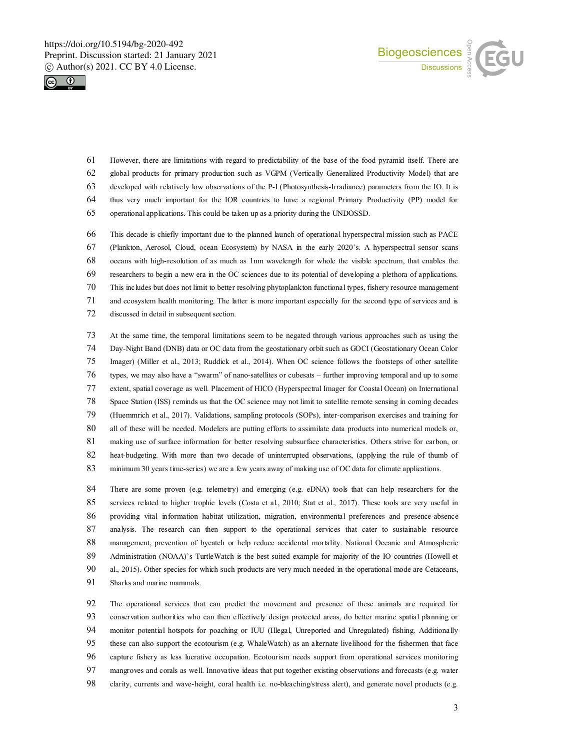However, there are limitations with regard to predictability of the base of the food pyramid itself. There are global products for primary production such as VGPM (Vertically Generalized Productivity Model) that are developed with relatively low observations of the P-I (Photosynthesis-Irradiance) parameters from the IO. It is thus very much important for the IOR countries to have a regional Primary Productivity (PP) model for operational applications. This could be taken up as a priority during the UNDOSSD.

This decade is chiefly important due to the planned launch of operational hyperspectral mission such as PACE (Plankton, Aerosol, Cloud, ocean Ecosystem) by NASA in the early 2020's. A hyperspectral sensor scans oceans with high-resolution of as much as 1nm wavelength for whole the visible spectrum, that enables the researchers to begin a new era in the OC sciences due to its potential of developing a plethora of applications. This includes but does not limit to better resolving phytoplankton functional types, fishery resource management and ecosystem health monitoring. The latter is more important especially for the second type of services and is discussed in detail in subsequent section.

At the same time, the temporal limitations seem to be negated through various approaches such as using the Day-Night Band (DNB) data or OC data from the geostationary orbit such as GOCI (Geostationary Ocean Color Imager) (Miller et al., 2013; Ruddick et al., 2014). When OC science follows the footsteps of other satellite types, we may also have a "swarm" of nano-satellites or cubesats – further improving temporal and up to some extent, spatial coverage as well. Placement of HICO (Hyperspectral Imager for Coastal Ocean) on International Space Station (ISS) reminds us that the OC science may not limit to satellite remote sensing in coming decades (Huemmrich et al., 2017). Validations, sampling protocols (SOPs), inter-comparison exercises and training for all of these will be needed. Modelers are putting efforts to assimilate data products into numerical models or, making use of surface information for better resolving subsurface characteristics. Others strive for carbon, or heat-budgeting. With more than two decade of uninterrupted observations, (applying the rule of thumb of minimum 30 years time-series) we are a few years away of making use of OC data for climate applications.

There are some proven (e.g. telemetry) and emerging (e.g. eDNA) tools that can help researchers for the services related to higher trophic levels (Costa et al., 2010; Stat et al., 2017). These tools are very useful in providing vital information habitat utilization, migration, environmental preferences and presence-absence analysis. The research can then support to the operational services that cater to sustainable resource management, prevention of bycatch or help reduce accidental mortality. National Oceanic and Atmospheric Administration (NOAA)'s TurtleWatch is the best suited example for majority of the IO countries (Howell et al., 2015). Other species for which such products are very much needed in the operational mode are Cetaceans, Sharks and marine mammals.

The operational services that can predict the movement and presence of these animals are required for conservation authorities who can then effectively design protected areas, do better marine spatial planning or monitor potential hotspots for poaching or IUU (Illegal, Unreported and Unregulated) fishing. Additionally these can also support the ecotourism (e.g. WhaleWatch) as an alternate livelihood for the fishermen that face capture fishery as less lucrative occupation. Ecotourism needs support from operational services monitoring mangroves and corals as well. Innovative ideas that put together existing observations and forecasts (e.g. water clarity, currents and wave-height, coral health i.e. no-bleaching/stress alert), and generate novel products (e.g.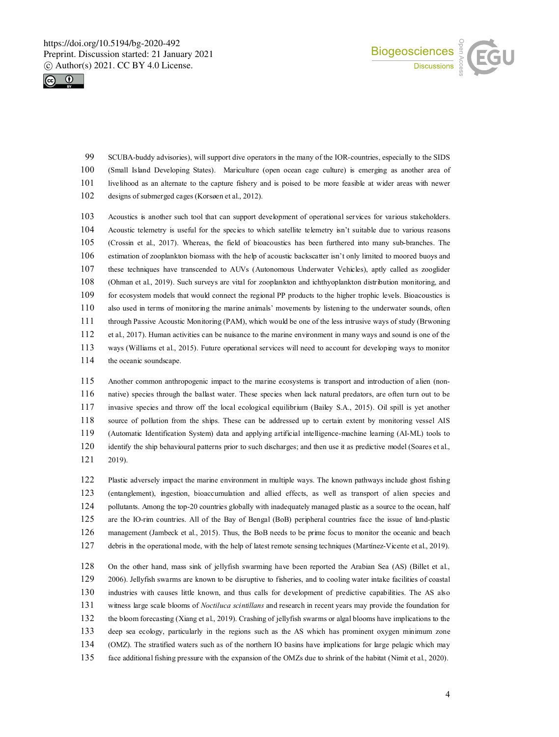SCUBA-buddy advisories), will support dive operators in the many of the IOR-countries, especially to the SIDS (Small Island Developing States). Mariculture (open ocean cage culture) is emerging as another area of livelihood as an alternate to the capture fishery and is poised to be more feasible at wider areas with newer designs of submerged cages (Korsøen et al., 2012).

Acoustics is another such tool that can support development of operational services for various stakeholders. Acoustic telemetry is useful for the species to which satellite telemetry isn't suitable due to various reasons (Crossin et al., 2017). Whereas, the field of bioacoustics has been furthered into many sub-branches. The estimation of zooplankton biomass with the help of acoustic backscatter isn't only limited to moored buoys and these techniques have transcended to AUVs (Autonomous Underwater Vehicles), aptly called as zooglider (Ohman et al., 2019). Such surveys are vital for zooplankton and ichthyoplankton distribution monitoring, and for ecosystem models that would connect the regional PP products to the higher trophic levels. Bioacoustics is also used in terms of monitoring the marine animals' movements by listening to the underwater sounds, often through Passive Acoustic Monitoring (PAM), which would be one of the less intrusive ways of study (Brwoning et al., 2017). Human activities can be nuisance to the marine environment in many ways and sound is one of the ways (Williams et al., 2015). Future operational services will need to account for developing ways to monitor the oceanic soundscape.

Another common anthropogenic impact to the marine ecosystems is transport and introduction of alien (non-native) species through the ballast water. These species when lack natural predators, are often turn out to be invasive species and throw off the local ecological equilibrium (Bailey S.A., 2015). Oil spill is yet another source of pollution from the ships. These can be addressed up to certain extent by monitoring vessel AIS (Automatic Identification System) data and applying artificial intelligence-machine learning (AI-ML) tools to identify the ship behavioural patterns prior to such discharges; and then use it as predictive model (Soares et al., 2019).

Plastic adversely impact the marine environment in multiple ways. The known pathways include ghost fishing (entanglement), ingestion, bioaccumulation and allied effects, as well as transport of alien species and pollutants. Among the top-20 countries globally with inadequately managed plastic as a source to the ocean, half are the IO-rim countries. All of the Bay of Bengal (BoB) peripheral countries face the issue of land-plastic management (Jambeck et al., 2015). Thus, the BoB needs to be prime focus to monitor the oceanic and beach debris in the operational mode, with the help of latest remote sensing techniques (Martínez-Vicente et al., 2019).

On the other hand, mass sink of jellyfish swarming have been reported the Arabian Sea (AS) (Billet et al., 2006). Jellyfish swarms are known to be disruptive to fisheries, and to cooling water intake facilities of coastal industries with causes little known, and thus calls for development of predictive capabilities. The AS also witness large scale blooms of *Noctiluca scintillans* and research in recent years may provide the foundation for the bloom forecasting (Xiang et al., 2019). Crashing of jellyfish swarms or algal blooms have implications to the deep sea ecology, particularly in the regions such as the AS which has prominent oxygen minimum zone (OMZ). The stratified waters such as of the northern IO basins have implications for large pelagic which may face additional fishing pressure with the expansion of the OMZs due to shrink of the habitat (Nimit et al., 2020).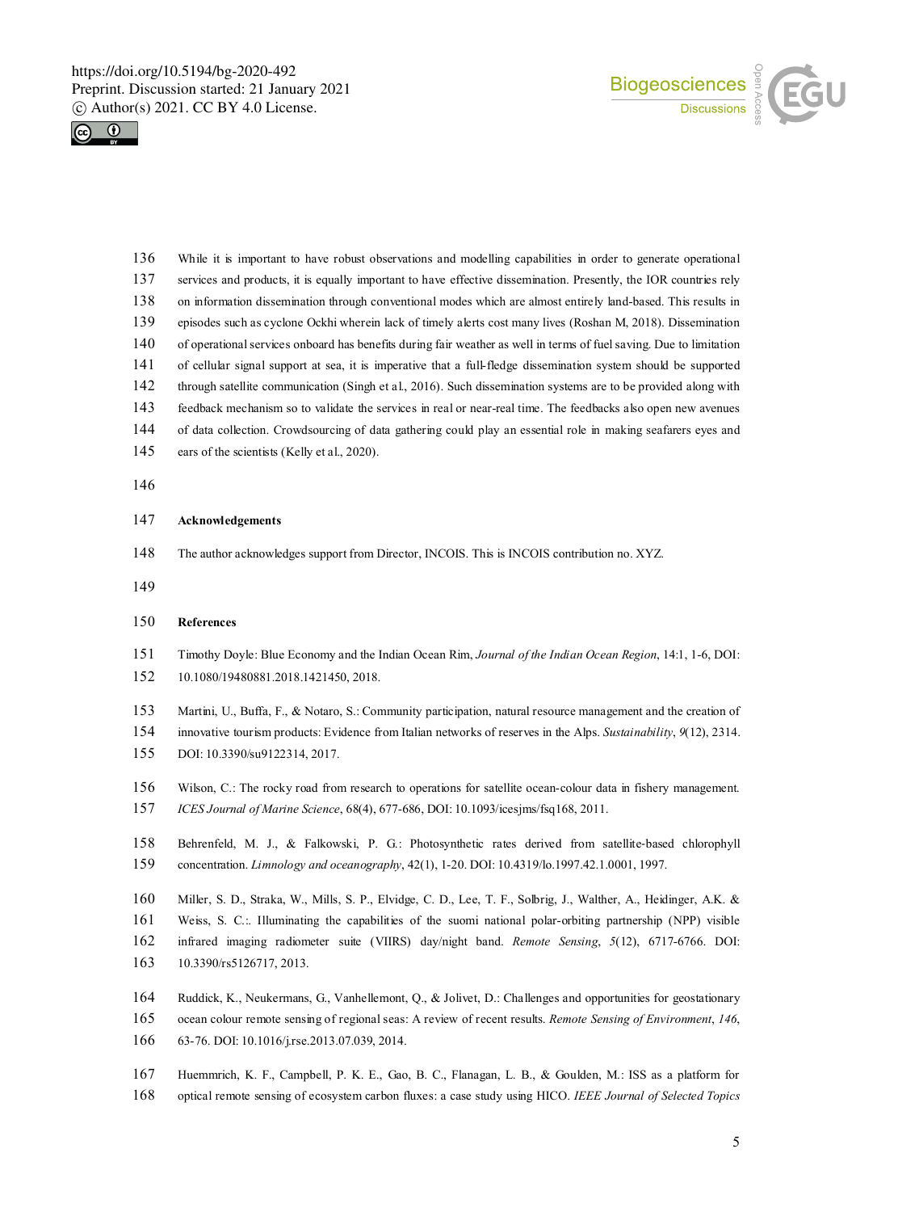While it is important to have robust observations and modelling capabilities in order to generate operational services and products, it is equally important to have effective dissemination. Presently, the IOR countries rely on information dissemination through conventional modes which are almost entirely land-based. This results in episodes such as cyclone Ockhi wherein lack of timely alerts cost many lives (Roshan M, 2018). Dissemination of operational services onboard has benefits during fair weather as well in terms of fuel saving. Due to limitation of cellular signal support at sea, it is imperative that a full-fledge dissemination system should be supported through satellite communication (Singh et al., 2016). Such dissemination systems are to be provided along with feedback mechanism so to validate the services in real or near-real time. The feedbacks also open new avenues of data collection. Crowdsourcing of data gathering could play an essential role in making seafarers eyes and ears of the scientists (Kelly et al., 2020).

## Acknowledgements

The author acknowledges support from Director, INCOIS. This is INCOIS contribution no. XYZ.

## References

Timothy Doyle: Blue Economy and the Indian Ocean Rim, *Journal of the Indian Ocean Region*, 14:1, 1-6, DOI: 10.1080/19480881.2018.1421450, 2018.

Martini, U., Buffa, F., & Notaro, S.: Community participation, natural resource management and the creation of innovative tourism products: Evidence from Italian networks of reserves in the Alps. *Sustainability*, *9*(12), 2314. DOI: 10.3390/su9122314, 2017.

Wilson, C.: The rocky road from research to operations for satellite ocean-colour data in fishery management. *ICES Journal of Marine Science*, 68(4), 677-686, DOI: 10.1093/icesjms/fsq168, 2011.

Behrenfeld, M. J., & Falkowski, P. G.: Photosynthetic rates derived from satellite-based chlorophyll concentration. *Limnology and oceanography*, 42(1), 1-20. DOI: 10.4319/lo.1997.42.1.0001, 1997.

Miller, S. D., Straka, W., Mills, S. P., Elvidge, C. D., Lee, T. F., Solbrig, J., Walther, A., Heidinger, A.K. & Weiss, S. C.:. Illuminating the capabilities of the suomi national polar-orbiting partnership (NPP) visible infrared imaging radiometer suite (VIIRS) day/night band. *Remote Sensing*, *5*(12), 6717-6766. DOI: 10.3390/rs5126717, 2013.

Ruddick, K., Neukermans, G., Vanhellemont, Q., & Jolivet, D.: Challenges and opportunities for geostationary ocean colour remote sensing of regional seas: A review of recent results. *Remote Sensing of Environment*, *146*, 63-76. DOI: 10.1016/j.rse.2013.07.039, 2014.

Huemmrich, K. F., Campbell, P. K. E., Gao, B. C., Flanagan, L. B., & Goulden, M.: ISS as a platform for optical remote sensing of ecosystem carbon fluxes: a case study using HICO. *IEEE Journal of Selected Topics*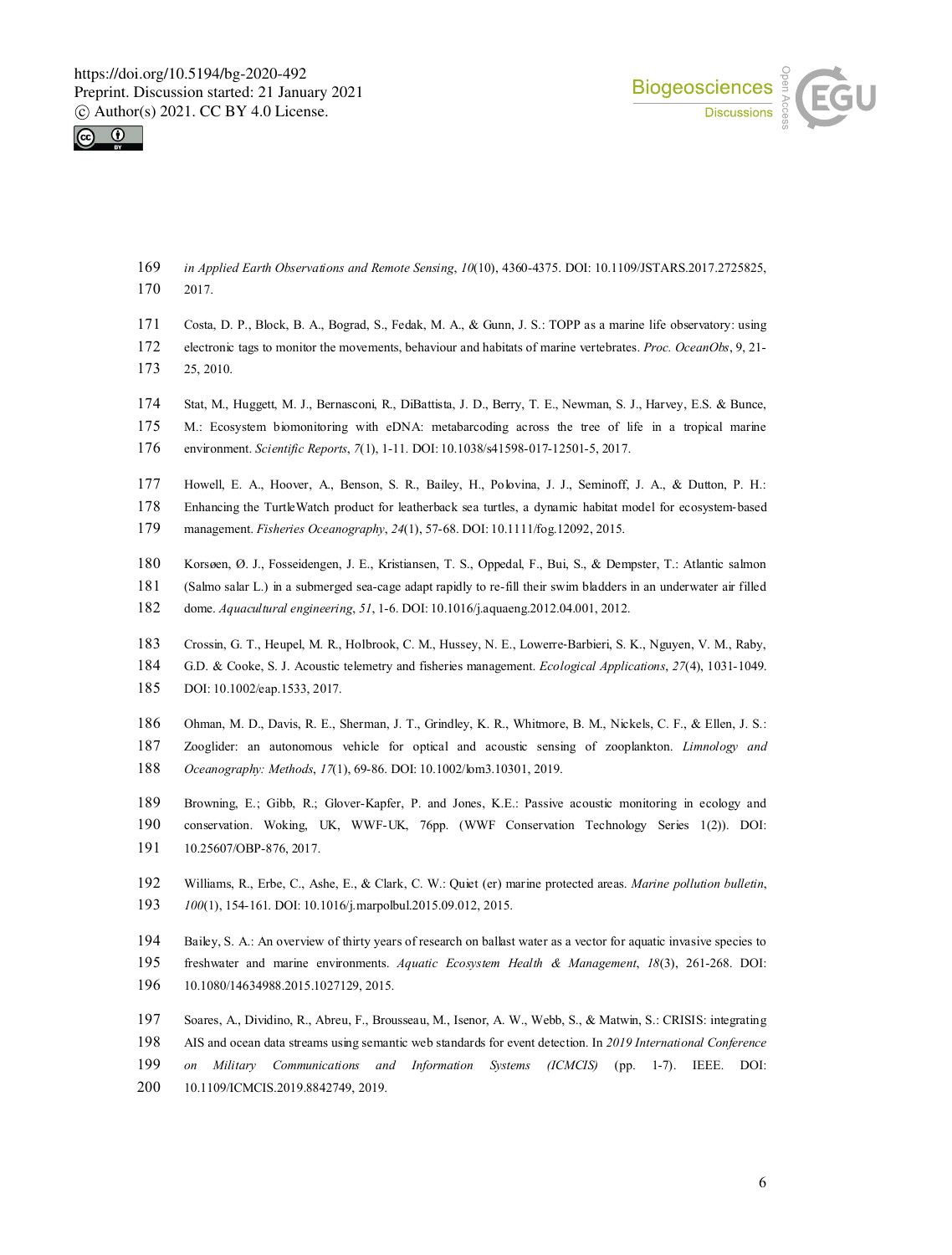*in Applied Earth Observations and Remote Sensing*, *10*(10), 4360-4375. DOI: 10.1109/JSTARS.2017.2725825, 2017.

Costa, D. P., Block, B. A., Bograd, S., Fedak, M. A., & Gunn, J. S.: TOPP as a marine life observatory: using electronic tags to monitor the movements, behaviour and habitats of marine vertebrates. *Proc. OceanObs*, 9, 21-25, 2010.

Stat, M., Huggett, M. J., Bernasconi, R., DiBattista, J. D., Berry, T. E., Newman, S. J., Harvey, E.S. & Bunce, M.: Ecosystem biomonitoring with eDNA: metabarcoding across the tree of life in a tropical marine environment. *Scientific Reports*, *7*(1), 1-11. DOI: 10.1038/s41598-017-12501-5, 2017.

Howell, E. A., Hoover, A., Benson, S. R., Bailey, H., Polovina, J. J., Seminoff, J. A., & Dutton, P. H.: Enhancing the TurtleWatch product for leatherback sea turtles, a dynamic habitat model for ecosystem-based management. *Fisheries Oceanography*, *24*(1), 57-68. DOI: 10.1111/fog.12092, 2015.

Korsøen, Ø. J., Fosseidengen, J. E., Kristiansen, T. S., Oppedal, F., Bui, S., & Dempster, T.: Atlantic salmon (Salmo salar L.) in a submerged sea-cage adapt rapidly to re-fill their swim bladders in an underwater air filled dome. *Aquacultural engineering*, *51*, 1-6. DOI: 10.1016/j.aquaeng.2012.04.001, 2012.

Crossin, G. T., Heupel, M. R., Holbrook, C. M., Hussey, N. E., Lowerre-Barbieri, S. K., Nguyen, V. M., Raby, G.D. & Cooke, S. J. Acoustic telemetry and fisheries management. *Ecological Applications*, *27*(4), 1031-1049. DOI: 10.1002/eap.1533, 2017.

Ohman, M. D., Davis, R. E., Sherman, J. T., Grindley, K. R., Whitmore, B. M., Nickels, C. F., & Ellen, J. S.: Zooglider: an autonomous vehicle for optical and acoustic sensing of zooplankton. *Limnology and Oceanography: Methods*, *17*(1), 69-86. DOI: 10.1002/lom3.10301, 2019.

Browning, E.; Gibb, R.; Glover-Kapfer, P. and Jones, K.E.: Passive acoustic monitoring in ecology and conservation. Woking, UK, WWF-UK, 76pp. (WWF Conservation Technology Series 1(2)). DOI: 10.25607/OBP-876, 2017.

Williams, R., Erbe, C., Ashe, E., & Clark, C. W.: Quiet (er) marine protected areas. *Marine pollution bulletin*, *100*(1), 154-161. DOI: 10.1016/j.marpolbul.2015.09.012, 2015.

Bailey, S. A.: An overview of thirty years of research on ballast water as a vector for aquatic invasive species to freshwater and marine environments. *Aquatic Ecosystem Health & Management*, *18*(3), 261-268. DOI: 10.1080/14634988.2015.1027129, 2015.

Soares, A., Dividino, R., Abreu, F., Brousseau, M., Isenor, A. W., Webb, S., & Matwin, S.: CRISIS: integrating AIS and ocean data streams using semantic web standards for event detection. In *2019 International Conference on Military Communications and Information Systems (ICMCIS)* (pp. 1-7). IEEE. DOI: 10.1109/ICMCIS.2019.8842749, 2019.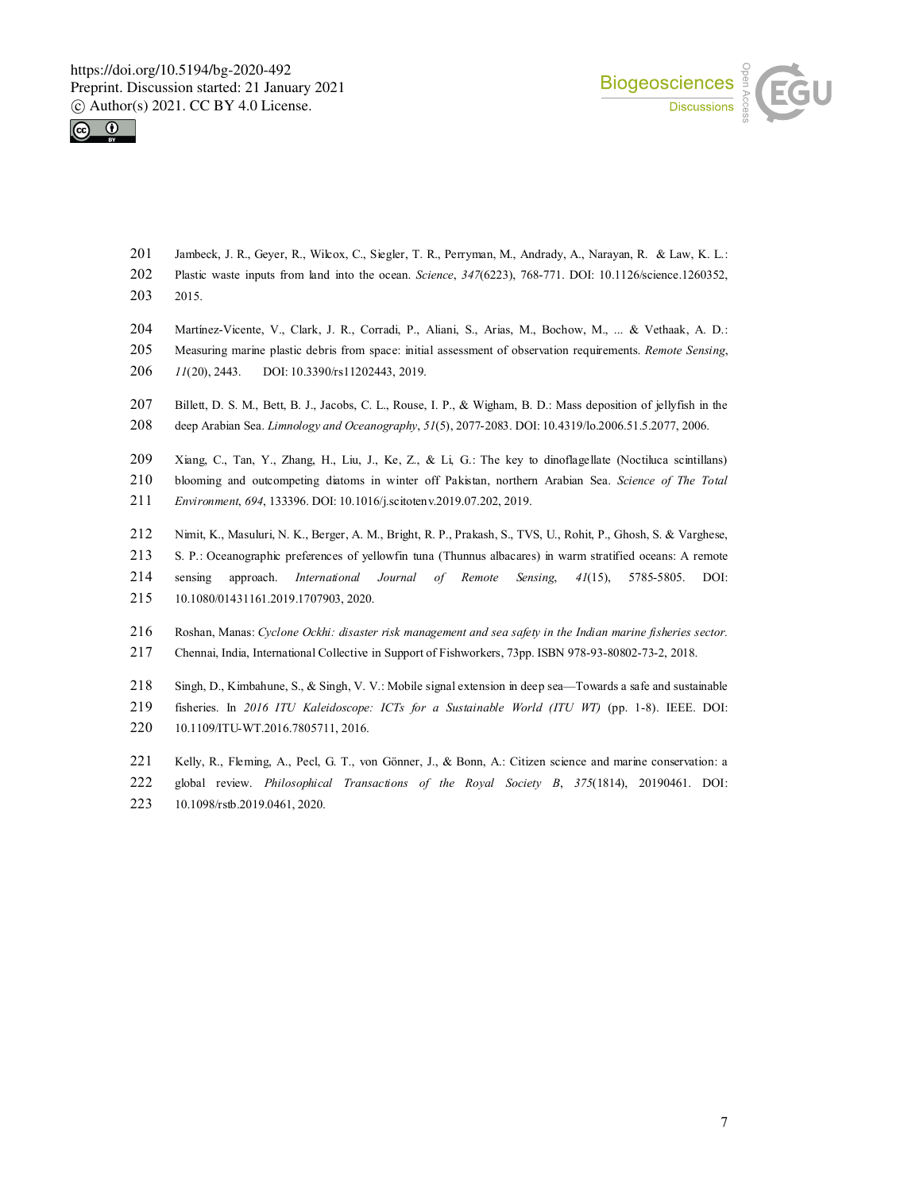201 Jambeck, J. R., Geyer, R., Wilcox, C., Siegler, T. R., Perryman, M., Andrady, A., Narayan, R. & Law, K. L.:
202 Plastic waste inputs from land into the ocean. *Science*, *347*(6223), 768-771. DOI: 10.1126/science.1260352,
203 2015.

204 Martínez-Vicente, V., Clark, J. R., Corradi, P., Aliani, S., Arias, M., Bochow, M., ... & Vethaak, A. D.:
205 Measuring marine plastic debris from space: initial assessment of observation requirements. *Remote Sensing*,
206 *11*(20), 2443. DOI: 10.3390/rs11202443, 2019.

207 Billett, D. S. M., Bett, B. J., Jacobs, C. L., Rouse, I. P., & Wigham, B. D.: Mass deposition of jellyfish in the
208 deep Arabian Sea. *Limnology and Oceanography*, *51*(5), 2077-2083. DOI: 10.4319/lo.2006.51.5.2077, 2006.

209 Xiang, C., Tan, Y., Zhang, H., Liu, J., Ke, Z., & Li, G.: The key to dinoflagellate (Noctiluca scintillans)
210 blooming and outcompeting diatoms in winter off Pakistan, northern Arabian Sea. *Science of The Total*
211 *Environment*, *694*, 133396. DOI: 10.1016/j.scitotenv.2019.07.202, 2019.

212 Nimit, K., Masuluri, N. K., Berger, A. M., Bright, R. P., Prakash, S., TVS, U., Rohit, P., Ghosh, S. & Varghese,
213 S. P.: Oceanographic preferences of yellowfin tuna (Thunnus albacares) in warm stratified oceans: A remote
214 sensing approach. *International Journal of Remote Sensing*, *41*(15), 5785-5805. DOI:
215 10.1080/01431161.2019.1707903, 2020.

216 Roshan, Manas: *Cyclone Ockhi: disaster risk management and sea safety in the Indian marine fisheries sector.*
217 Chennai, India, International Collective in Support of Fishworkers, 73pp. ISBN 978-93-80802-73-2, 2018.

218 Singh, D., Kimbahune, S., & Singh, V. V.: Mobile signal extension in deep sea—Towards a safe and sustainable
219 fisheries. In *2016 ITU Kaleidoscope: ICTs for a Sustainable World (ITU WT)* (pp. 1-8). IEEE. DOI:
220 10.1109/ITU-WT.2016.7805711, 2016.

221 Kelly, R., Fleming, A., Pecl, G. T., von Gönner, J., & Bonn, A.: Citizen science and marine conservation: a
222 global review. *Philosophical Transactions of the Royal Society B*, *375*(1814), 20190461. DOI:
223 10.1098/rstb.2019.0461, 2020.